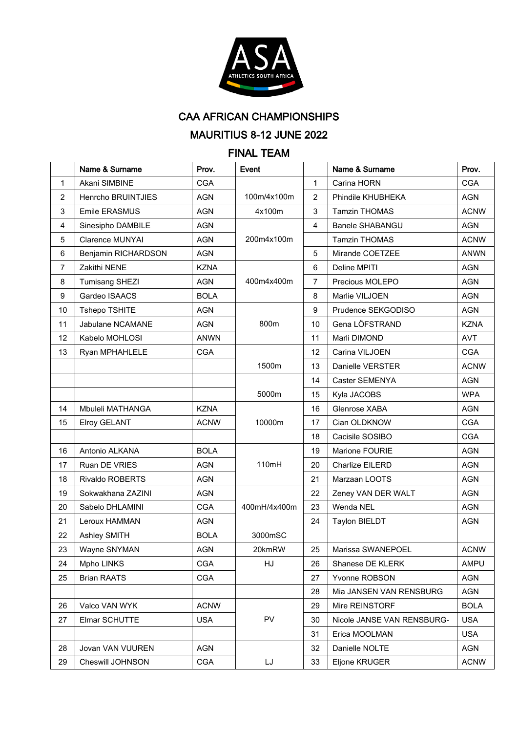# CAA AFRICAN CHAMPIONSHIPS

## MAURITIUS 8-12 JUNE 2022

## FINAL TEAM

| | Name & Surname | Prov. | Event | | Name & Surname | Prov. |
|---|---|---|---|---|---|---|
| 1 | Akani SIMBINE | CGA | 100m/4x100m | 1 | Carina HORN | CGA |
| 2 | Henrcho BRUINTJIES | AGN | | 2 | Phindile KHUBHEKA | AGN |
| 3 | Emile ERASMUS | AGN | 4x100m | 3 | Tamzin THOMAS | ACNW |
| 4 | Sinesipho DAMBILE | AGN | 200m4x100m | 4 | Banele SHABANGU | AGN |
| 5 | Clarence MUNYAI | AGN | | | Tamzin THOMAS | ACNW |
| 6 | Benjamin RICHARDSON | AGN | | 5 | Mirande COETZEE | ANWN |
| 7 | Zakithi NENE | KZNA | 400m4x400m | 6 | Deline MPITI | AGN |
| 8 | Tumisang SHEZI | AGN | | 7 | Precious MOLEPO | AGN |
| 9 | Gardeo ISAACS | BOLA | | 8 | Marlie VILJOEN | AGN |
| 10 | Tshepo TSHITE | AGN | 800m | 9 | Prudence SEKGODISO | AGN |
| 11 | Jabulane NCAMANE | AGN | | 10 | Gena LÖFSTRAND | KZNA |
| 12 | Kabelo MOHLOSI | ANWN | | 11 | Marli DIMOND | AVT |
| 13 | Ryan MPHAHLELE | CGA | 1500m | 12 | Carina VILJOEN | CGA |
| | | | | 13 | Danielle VERSTER | ACNW |
| | | | 5000m | 14 | Caster SEMENYA | AGN |
| | | | | 15 | Kyla JACOBS | WPA |
| 14 | Mbuleli MATHANGA | KZNA | 10000m | 16 | Glenrose XABA | AGN |
| 15 | Elroy GELANT | ACNW | | 17 | Cian OLDKNOW | CGA |
| | | | | 18 | Cacisile SOSIBO | CGA |
| 16 | Antonio ALKANA | BOLA | 110mH | 19 | Marione FOURIE | AGN |
| 17 | Ruan DE VRIES | AGN | | 20 | Charlize EILERD | AGN |
| 18 | Rivaldo ROBERTS | AGN | | 21 | Marzaan LOOTS | AGN |
| 19 | Sokwakhana ZAZINI | AGN | 400mH/4x400m | 22 | Zeney VAN DER WALT | AGN |
| 20 | Sabelo DHLAMINI | CGA | | 23 | Wenda NEL | AGN |
| 21 | Leroux HAMMAN | AGN | | 24 | Taylon BIELDT | AGN |
| 22 | Ashley SMITH | BOLA | 3000mSC | | | |
| 23 | Wayne SNYMAN | AGN | 20kmRW | 25 | Marissa SWANEPOEL | ACNW |
| 24 | Mpho LINKS | CGA | HJ | 26 | Shanese DE KLERK | AMPU |
| 25 | Brian RAATS | CGA | | 27 | Yvonne ROBSON | AGN |
| | | | | 28 | Mia JANSEN VAN RENSBURG | AGN |
| 26 | Valco VAN WYK | ACNW | PV | 29 | Mire REINSTORF | BOLA |
| 27 | Elmar SCHUTTE | USA | | 30 | Nicole JANSE VAN RENSBURG- | USA |
| | | | | 31 | Erica MOOLMAN | USA |
| 28 | Jovan VAN VUUREN | AGN | LJ | 32 | Danielle NOLTE | AGN |
| 29 | Cheswill JOHNSON | CGA | | 33 | Eljone KRUGER | ACNW |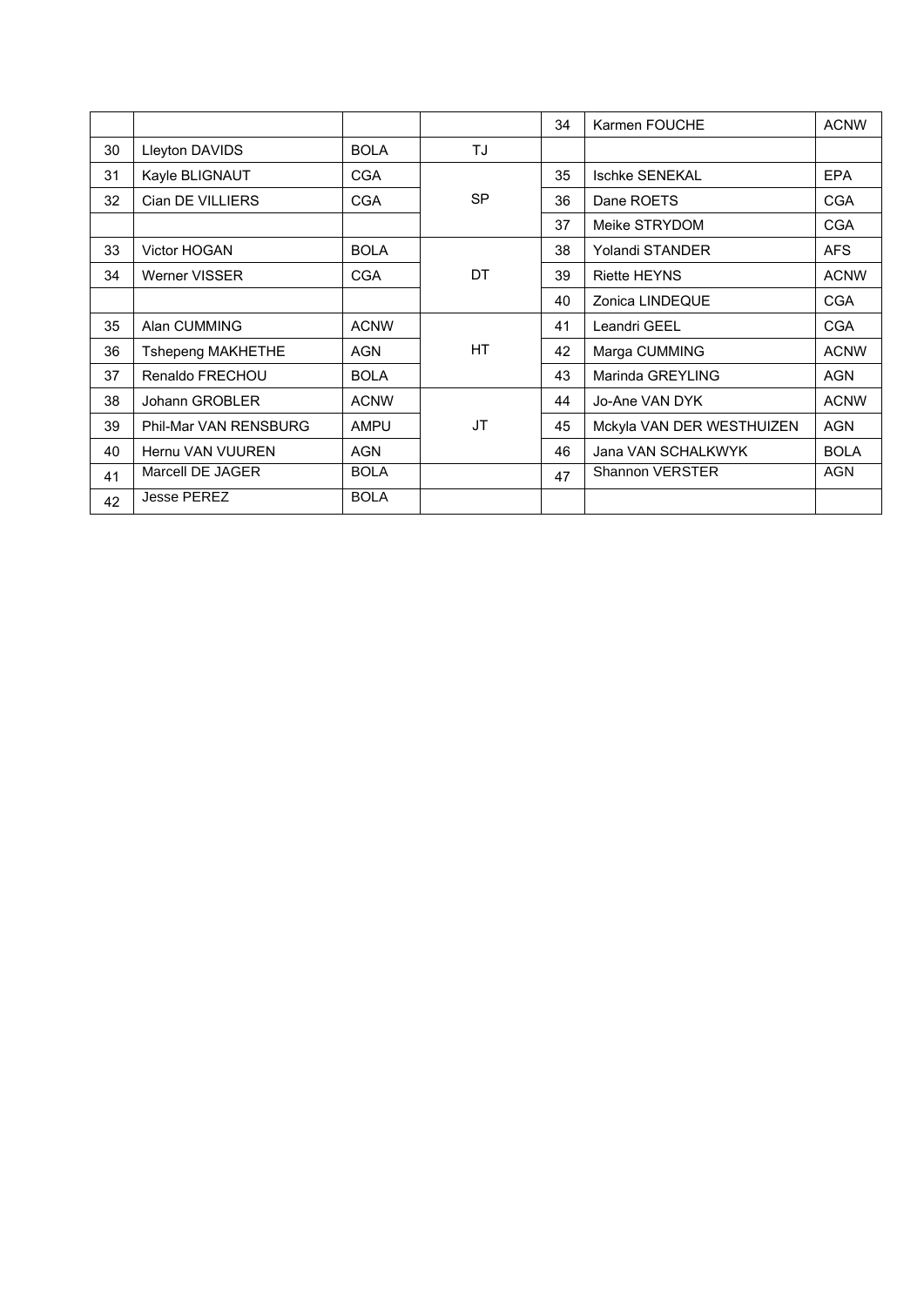| | | | | | | |
|---|---|---|---|---|---|---|
| | | | | 34 | Karmen FOUCHE | ACNW |
| 30 | Lleyton DAVIDS | BOLA | TJ | | | |
| 31 | Kayle BLIGNAUT | CGA | SP | 35 | Ischke SENEKAL | EPA |
| 32 | Cian DE VILLIERS | CGA | | 36 | Dane ROETS | CGA |
| | | | | 37 | Meike STRYDOM | CGA |
| 33 | Victor HOGAN | BOLA | DT | 38 | Yolandi STANDER | AFS |
| 34 | Werner VISSER | CGA | | 39 | Riette HEYNS | ACNW |
| | | | | 40 | Zonica LINDEQUE | CGA |
| 35 | Alan CUMMING | ACNW | HT | 41 | Leandri GEEL | CGA |
| 36 | Tshepeng MAKHETHE | AGN | | 42 | Marga CUMMING | ACNW |
| 37 | Renaldo FRECHOU | BOLA | | 43 | Marinda GREYLING | AGN |
| 38 | Johann GROBLER | ACNW | JT | 44 | Jo-Ane VAN DYK | ACNW |
| 39 | Phil-Mar VAN RENSBURG | AMPU | | 45 | Mckyla VAN DER WESTHUIZEN | AGN |
| 40 | Hernu VAN VUUREN | AGN | | 46 | Jana VAN SCHALKWYK | BOLA |
| 41 | Marcell DE JAGER | BOLA | | 47 | Shannon VERSTER | AGN |
| 42 | Jesse PEREZ | BOLA | | | | |